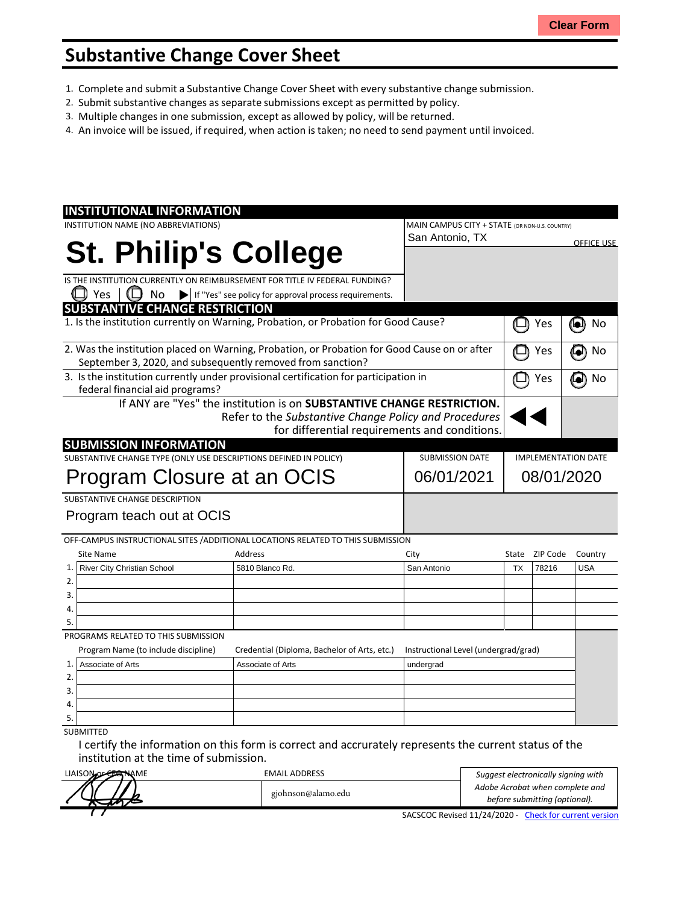# Substantive Change Cover Sheet

1. Complete and submit a Substantive Change Cover Sheet with every substantive change submission.
2. Submit substantive changes as separate submissions except as permitted by policy.
3. Multiple changes in one submission, except as allowed by policy, will be returned.
4. An invoice will be issued, if required, when action is taken; no need to send payment until invoiced.

## INSTITUTIONAL INFORMATION

| INSTITUTION NAME (NO ABBREVIATIONS) | MAIN CAMPUS CITY + STATE (OR NON-U.S. COUNTRY) |
|---|---|
| **St. Philip's College** | San Antonio, TX |

OFFICE USE

IS THE INSTITUTION CURRENTLY ON REIMBURSEMENT FOR TITLE IV FEDERAL FUNDING?

☐ Yes | ☐ No ▶ If "Yes" see policy for approval process requirements.

## SUBSTANTIVE CHANGE RESTRICTION

| Question | Yes | No |
|---|---|---|
| 1. Is the institution currently on Warning, Probation, or Probation for Good Cause? | ☐ Yes | ☒ No |
| 2. Was the institution placed on Warning, Probation, or Probation for Good Cause on or after September 3, 2020, and subsequently removed from sanction? | ☐ Yes | ☒ No |
| 3. Is the institution currently under provisional certification for participation in federal financial aid programs? | ☐ Yes | ☒ No |

If ANY are "Yes" the institution is on **SUBSTANTIVE CHANGE RESTRICTION.** Refer to the *Substantive Change Policy and Procedures* for differential requirements and conditions. ◀◀

## SUBMISSION INFORMATION

| SUBSTANTIVE CHANGE TYPE (ONLY USE DESCRIPTIONS DEFINED IN POLICY) | SUBMISSION DATE | IMPLEMENTATION DATE |
|---|---|---|
| Program Closure at an OCIS | 06/01/2021 | 08/01/2020 |

SUBSTANTIVE CHANGE DESCRIPTION

Program teach out at OCIS

OFF-CAMPUS INSTRUCTIONAL SITES /ADDITIONAL LOCATIONS RELATED TO THIS SUBMISSION

| | Site Name | Address | City | State | ZIP Code | Country |
|---|---|---|---|---|---|---|
| 1. | River City Christian School | 5810 Blanco Rd. | San Antonio | TX | 78216 | USA |
| 2. | | | | | | |
| 3. | | | | | | |
| 4. | | | | | | |
| 5. | | | | | | |

PROGRAMS RELATED TO THIS SUBMISSION

| | Program Name (to include discipline) | Credential (Diploma, Bachelor of Arts, etc.) | Instructional Level (undergrad/grad) |
|---|---|---|---|
| 1. | Associate of Arts | Associate of Arts | undergrad |
| 2. | | | |
| 3. | | | |
| 4. | | | |
| 5. | | | |

SUBMITTED

I certify the information on this form is correct and accrurately represents the current status of the institution at the time of submission.

| LIAISON or CEO NAME | EMAIL ADDRESS | |
|---|---|---|
| [signature] | gjohnson@alamo.edu | *Suggest electronically signing with Adobe Acrobat when complete and before submitting (optional).* |

SACSCOC Revised 11/24/2020 - Check for current version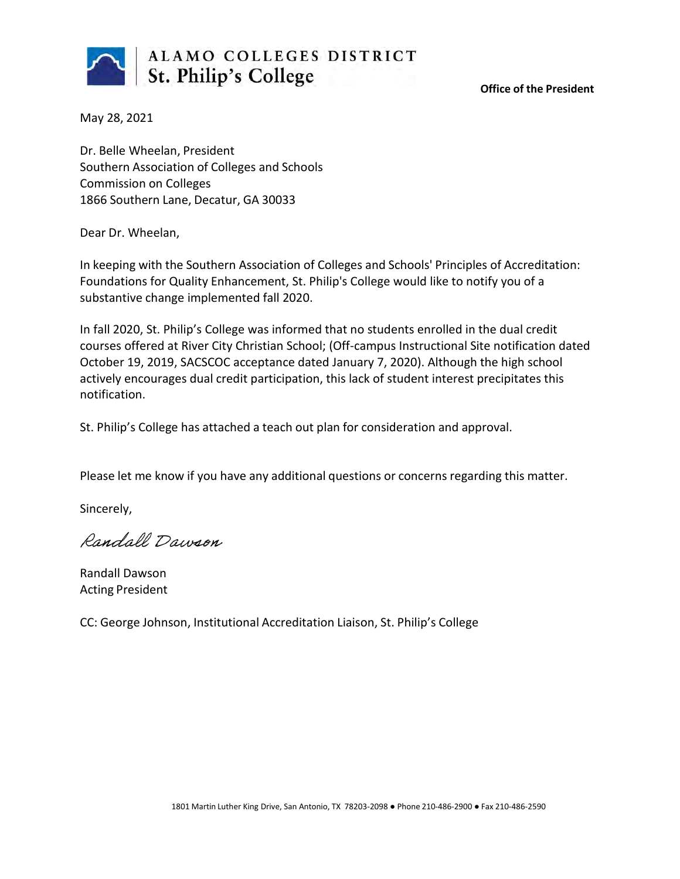**ALAMO COLLEGES DISTRICT**
**St. Philip's College**

**Office of the President**

May 28, 2021

Dr. Belle Wheelan, President
Southern Association of Colleges and Schools
Commission on Colleges
1866 Southern Lane, Decatur, GA 30033

Dear Dr. Wheelan,

In keeping with the Southern Association of Colleges and Schools' Principles of Accreditation: Foundations for Quality Enhancement, St. Philip's College would like to notify you of a substantive change implemented fall 2020.

In fall 2020, St. Philip's College was informed that no students enrolled in the dual credit courses offered at River City Christian School; (Off-campus Instructional Site notification dated October 19, 2019, SACSCOC acceptance dated January 7, 2020). Although the high school actively encourages dual credit participation, this lack of student interest precipitates this notification.

St. Philip's College has attached a teach out plan for consideration and approval.

Please let me know if you have any additional questions or concerns regarding this matter.

Sincerely,

*Randall Dawson*

Randall Dawson
Acting President

CC: George Johnson, Institutional Accreditation Liaison, St. Philip's College

1801 Martin Luther King Drive, San Antonio, TX 78203-2098 ● Phone 210-486-2900 ● Fax 210-486-2590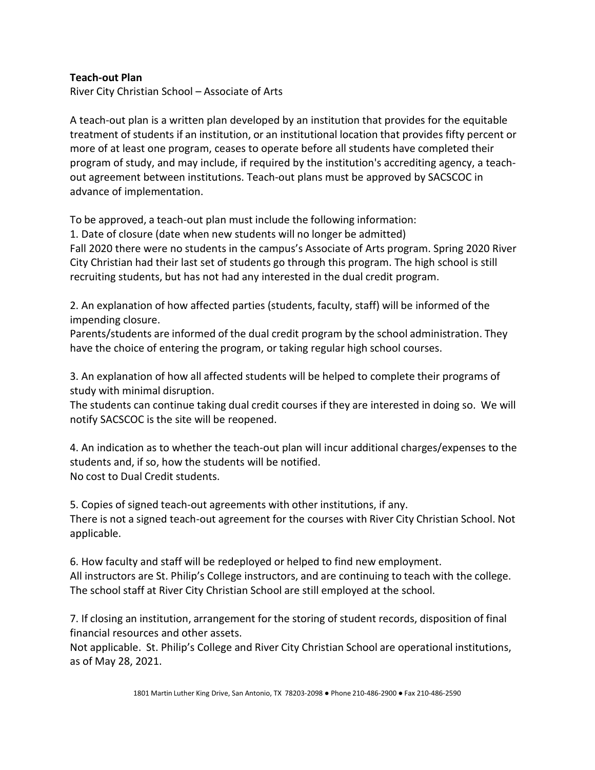**Teach-out Plan**
River City Christian School – Associate of Arts

A teach-out plan is a written plan developed by an institution that provides for the equitable treatment of students if an institution, or an institutional location that provides fifty percent or more of at least one program, ceases to operate before all students have completed their program of study, and may include, if required by the institution's accrediting agency, a teach-out agreement between institutions. Teach-out plans must be approved by SACSCOC in advance of implementation.

To be approved, a teach-out plan must include the following information:

1. Date of closure (date when new students will no longer be admitted)
Fall 2020 there were no students in the campus's Associate of Arts program. Spring 2020 River City Christian had their last set of students go through this program. The high school is still recruiting students, but has not had any interested in the dual credit program.

2. An explanation of how affected parties (students, faculty, staff) will be informed of the impending closure.
Parents/students are informed of the dual credit program by the school administration. They have the choice of entering the program, or taking regular high school courses.

3. An explanation of how all affected students will be helped to complete their programs of study with minimal disruption.
The students can continue taking dual credit courses if they are interested in doing so. We will notify SACSCOC is the site will be reopened.

4. An indication as to whether the teach-out plan will incur additional charges/expenses to the students and, if so, how the students will be notified.
No cost to Dual Credit students.

5. Copies of signed teach-out agreements with other institutions, if any.
There is not a signed teach-out agreement for the courses with River City Christian School. Not applicable.

6. How faculty and staff will be redeployed or helped to find new employment.
All instructors are St. Philip's College instructors, and are continuing to teach with the college. The school staff at River City Christian School are still employed at the school.

7. If closing an institution, arrangement for the storing of student records, disposition of final financial resources and other assets.
Not applicable. St. Philip's College and River City Christian School are operational institutions, as of May 28, 2021.